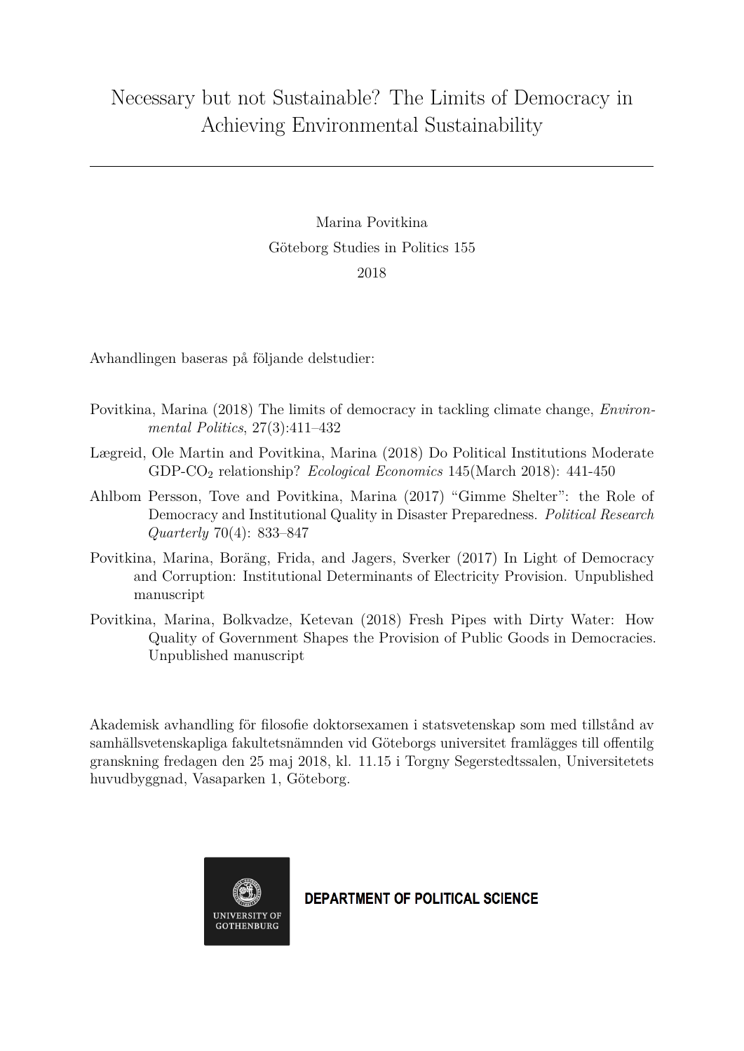# Necessary but not Sustainable? The Limits of Democracy in Achieving Environmental Sustainability

Marina Povitkina

Göteborg Studies in Politics 155

2018

Avhandlingen baseras på följande delstudier:

Povitkina, Marina (2018) The limits of democracy in tackling climate change, *Environmental Politics*, 27(3):411–432

Lægreid, Ole Martin and Povitkina, Marina (2018) Do Political Institutions Moderate GDP-$CO_2$ relationship? *Ecological Economics* 145(March 2018): 441-450

Ahlbom Persson, Tove and Povitkina, Marina (2017) "Gimme Shelter": the Role of Democracy and Institutional Quality in Disaster Preparedness. *Political Research Quarterly* 70(4): 833–847

Povitkina, Marina, Boräng, Frida, and Jagers, Sverker (2017) In Light of Democracy and Corruption: Institutional Determinants of Electricity Provision. Unpublished manuscript

Povitkina, Marina, Bolkvadze, Ketevan (2018) Fresh Pipes with Dirty Water: How Quality of Government Shapes the Provision of Public Goods in Democracies. Unpublished manuscript

Akademisk avhandling för filosofie doktorsexamen i statsvetenskap som med tillstånd av samhällsvetenskapliga fakultetsnämnden vid Göteborgs universitet framlägges till offentilg granskning fredagen den 25 maj 2018, kl. 11.15 i Torgny Segerstedtssalen, Universitetets huvudbyggnad, Vasaparken 1, Göteborg.

UNIVERSITY OF GOTHENBURG

**DEPARTMENT OF POLITICAL SCIENCE**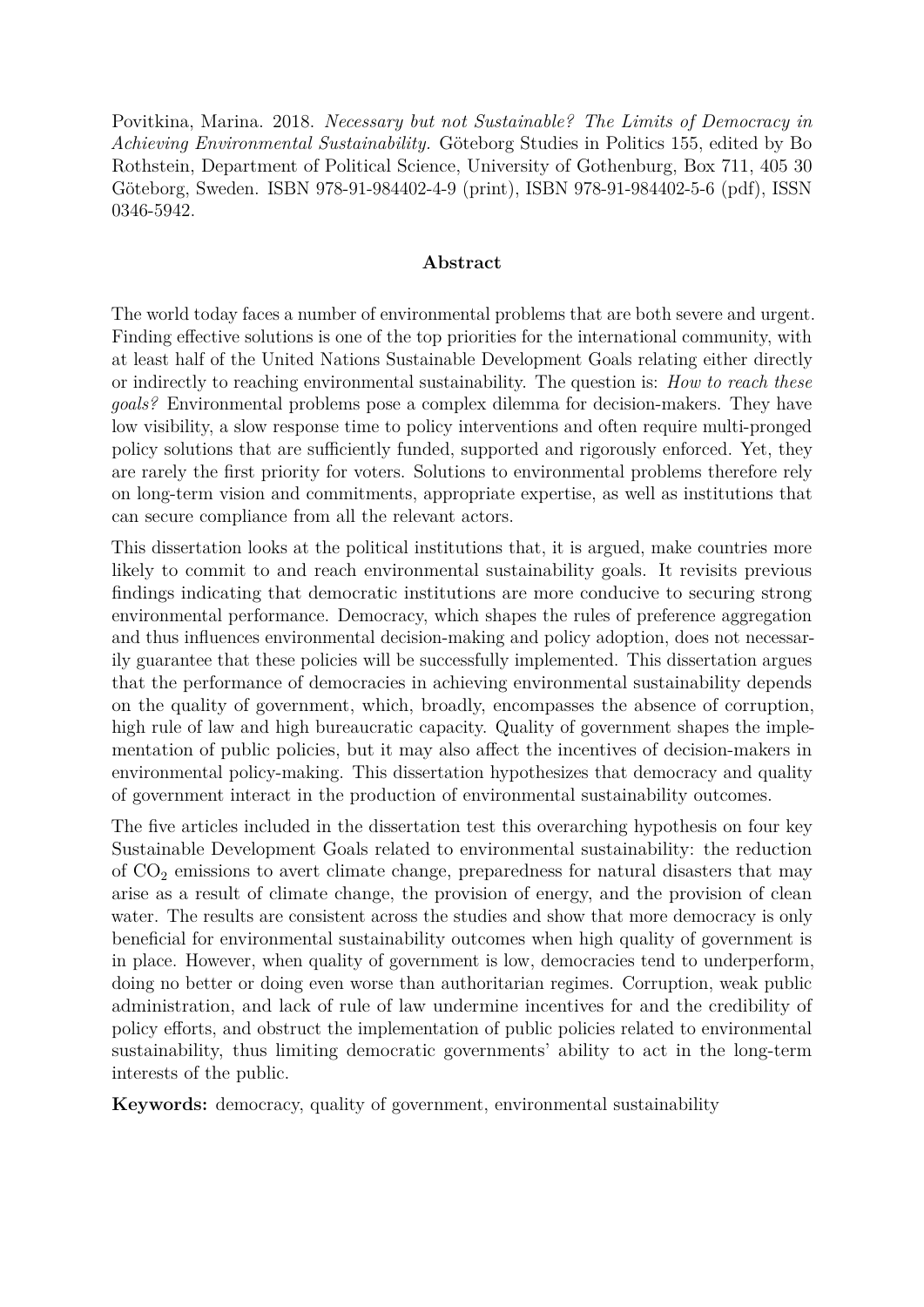Povitkina, Marina. 2018. *Necessary but not Sustainable? The Limits of Democracy in Achieving Environmental Sustainability.* Göteborg Studies in Politics 155, edited by Bo Rothstein, Department of Political Science, University of Gothenburg, Box 711, 405 30 Göteborg, Sweden. ISBN 978-91-984402-4-9 (print), ISBN 978-91-984402-5-6 (pdf), ISSN 0346-5942.

### Abstract

The world today faces a number of environmental problems that are both severe and urgent. Finding effective solutions is one of the top priorities for the international community, with at least half of the United Nations Sustainable Development Goals relating either directly or indirectly to reaching environmental sustainability. The question is: *How to reach these goals?* Environmental problems pose a complex dilemma for decision-makers. They have low visibility, a slow response time to policy interventions and often require multi-pronged policy solutions that are sufficiently funded, supported and rigorously enforced. Yet, they are rarely the first priority for voters. Solutions to environmental problems therefore rely on long-term vision and commitments, appropriate expertise, as well as institutions that can secure compliance from all the relevant actors.

This dissertation looks at the political institutions that, it is argued, make countries more likely to commit to and reach environmental sustainability goals. It revisits previous findings indicating that democratic institutions are more conducive to securing strong environmental performance. Democracy, which shapes the rules of preference aggregation and thus influences environmental decision-making and policy adoption, does not necessarily guarantee that these policies will be successfully implemented. This dissertation argues that the performance of democracies in achieving environmental sustainability depends on the quality of government, which, broadly, encompasses the absence of corruption, high rule of law and high bureaucratic capacity. Quality of government shapes the implementation of public policies, but it may also affect the incentives of decision-makers in environmental policy-making. This dissertation hypothesizes that democracy and quality of government interact in the production of environmental sustainability outcomes.

The five articles included in the dissertation test this overarching hypothesis on four key Sustainable Development Goals related to environmental sustainability: the reduction of $CO_2$ emissions to avert climate change, preparedness for natural disasters that may arise as a result of climate change, the provision of energy, and the provision of clean water. The results are consistent across the studies and show that more democracy is only beneficial for environmental sustainability outcomes when high quality of government is in place. However, when quality of government is low, democracies tend to underperform, doing no better or doing even worse than authoritarian regimes. Corruption, weak public administration, and lack of rule of law undermine incentives for and the credibility of policy efforts, and obstruct the implementation of public policies related to environmental sustainability, thus limiting democratic governments' ability to act in the long-term interests of the public.

**Keywords:** democracy, quality of government, environmental sustainability